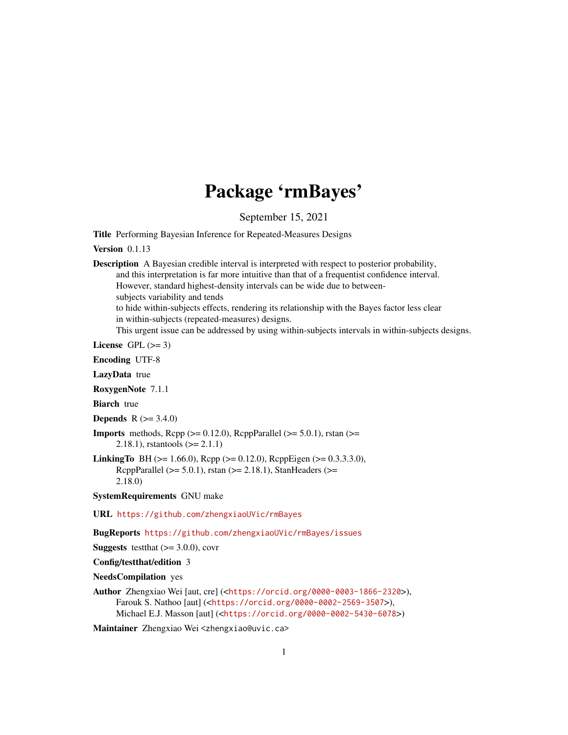# Package 'rmBayes'

September 15, 2021

**Title** Performing Bayesian Inference for Repeated-Measures Designs

**Version** 0.1.13

**Description** A Bayesian credible interval is interpreted with respect to posterior probability, and this interpretation is far more intuitive than that of a frequentist confidence interval. However, standard highest-density intervals can be wide due to between-subjects variability and tends to hide within-subjects effects, rendering its relationship with the Bayes factor less clear in within-subjects (repeated-measures) designs. This urgent issue can be addressed by using within-subjects intervals in within-subjects designs.

**License** GPL (>= 3)

**Encoding** UTF-8

**LazyData** true

**RoxygenNote** 7.1.1

**Biarch** true

**Depends** R (>= 3.4.0)

**Imports** methods, Rcpp (>= 0.12.0), RcppParallel (>= 5.0.1), rstan (>= 2.18.1), rstantools (>= 2.1.1)

**LinkingTo** BH (>= 1.66.0), Rcpp (>= 0.12.0), RcppEigen (>= 0.3.3.3.0), RcppParallel (>= 5.0.1), rstan (>= 2.18.1), StanHeaders (>= 2.18.0)

**SystemRequirements** GNU make

**URL** https://github.com/zhengxiaoUVic/rmBayes

**BugReports** https://github.com/zhengxiaoUVic/rmBayes/issues

**Suggests** testthat (>= 3.0.0), covr

**Config/testthat/edition** 3

**NeedsCompilation** yes

**Author** Zhengxiao Wei [aut, cre] (<https://orcid.org/0000-0003-1866-2320>), Farouk S. Nathoo [aut] (<https://orcid.org/0000-0002-2569-3507>), Michael E.J. Masson [aut] (<https://orcid.org/0000-0002-5430-6078>)

**Maintainer** Zhengxiao Wei <zhengxiao@uvic.ca>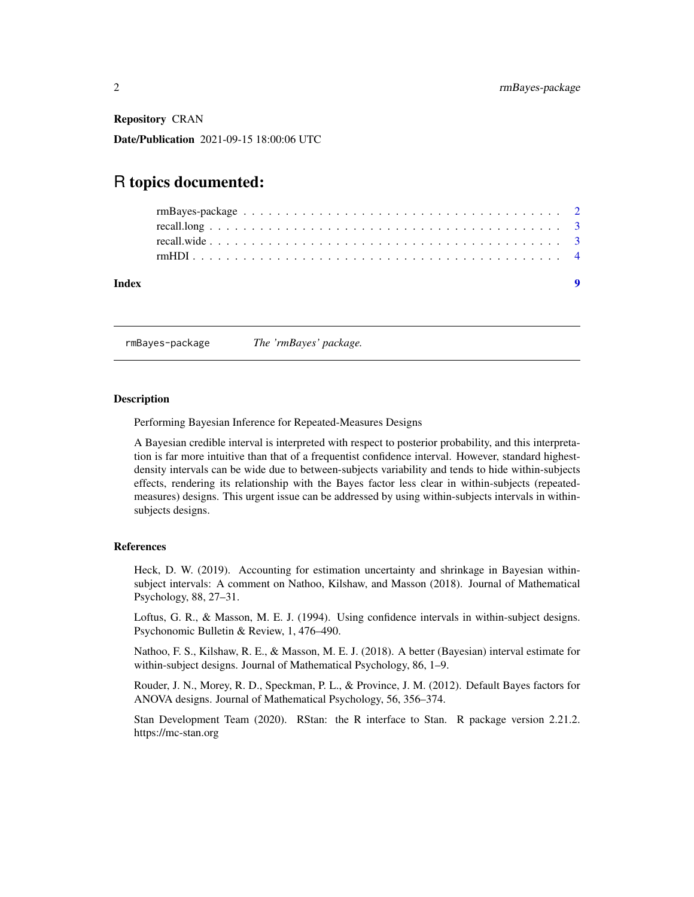**Repository** CRAN

**Date/Publication** 2021-09-15 18:00:06 UTC

# R topics documented:

rmBayes-package . . . . . . . . . . . . . . . . . . . . . . . . . . . . . . . . . . . . 2
recall.long . . . . . . . . . . . . . . . . . . . . . . . . . . . . . . . . . . . . . . . 3
recall.wide . . . . . . . . . . . . . . . . . . . . . . . . . . . . . . . . . . . . . . . 3
rmHDI . . . . . . . . . . . . . . . . . . . . . . . . . . . . . . . . . . . . . . . . . 4

**Index** 9

---

## rmBayes-package — *The 'rmBayes' package.*

### Description

Performing Bayesian Inference for Repeated-Measures Designs

A Bayesian credible interval is interpreted with respect to posterior probability, and this interpretation is far more intuitive than that of a frequentist confidence interval. However, standard highest-density intervals can be wide due to between-subjects variability and tends to hide within-subjects effects, rendering its relationship with the Bayes factor less clear in within-subjects (repeated-measures) designs. This urgent issue can be addressed by using within-subjects intervals in within-subjects designs.

### References

Heck, D. W. (2019). Accounting for estimation uncertainty and shrinkage in Bayesian within-subject intervals: A comment on Nathoo, Kilshaw, and Masson (2018). Journal of Mathematical Psychology, 88, 27–31.

Loftus, G. R., & Masson, M. E. J. (1994). Using confidence intervals in within-subject designs. Psychonomic Bulletin & Review, 1, 476–490.

Nathoo, F. S., Kilshaw, R. E., & Masson, M. E. J. (2018). A better (Bayesian) interval estimate for within-subject designs. Journal of Mathematical Psychology, 86, 1–9.

Rouder, J. N., Morey, R. D., Speckman, P. L., & Province, J. M. (2012). Default Bayes factors for ANOVA designs. Journal of Mathematical Psychology, 56, 356–374.

Stan Development Team (2020). RStan: the R interface to Stan. R package version 2.21.2. https://mc-stan.org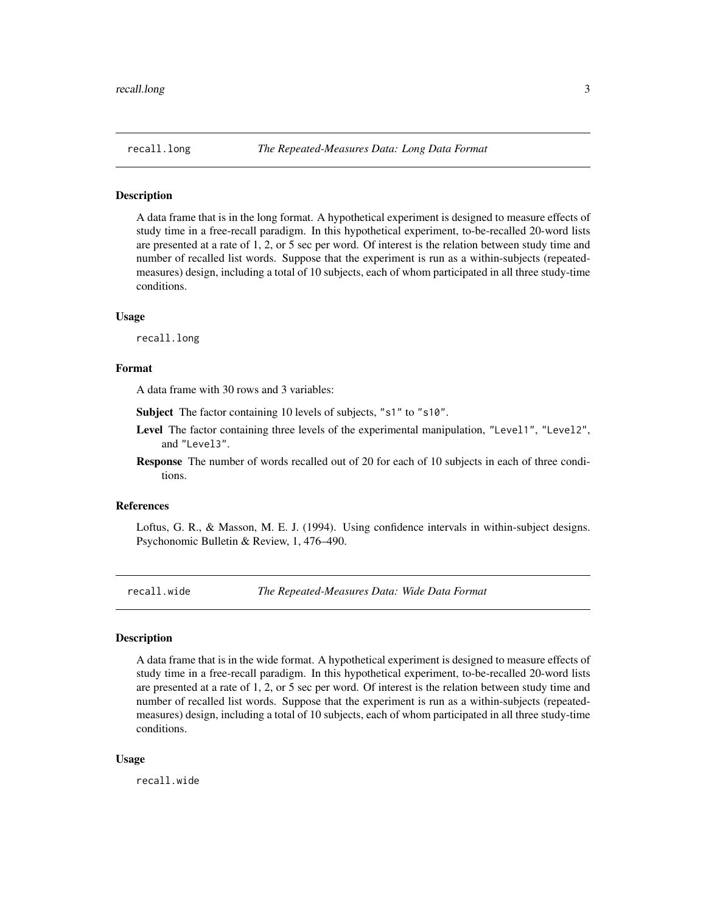## recall.long *The Repeated-Measures Data: Long Data Format*

### Description

A data frame that is in the long format. A hypothetical experiment is designed to measure effects of study time in a free-recall paradigm. In this hypothetical experiment, to-be-recalled 20-word lists are presented at a rate of 1, 2, or 5 sec per word. Of interest is the relation between study time and number of recalled list words. Suppose that the experiment is run as a within-subjects (repeated-measures) design, including a total of 10 subjects, each of whom participated in all three study-time conditions.

### Usage

```
recall.long
```

### Format

A data frame with 30 rows and 3 variables:

**Subject** The factor containing 10 levels of subjects, `"s1"` to `"s10"`.

**Level** The factor containing three levels of the experimental manipulation, `"Level1"`, `"Level2"`, and `"Level3"`.

**Response** The number of words recalled out of 20 for each of 10 subjects in each of three conditions.

### References

Loftus, G. R., & Masson, M. E. J. (1994). Using confidence intervals in within-subject designs. Psychonomic Bulletin & Review, 1, 476–490.

## recall.wide *The Repeated-Measures Data: Wide Data Format*

### Description

A data frame that is in the wide format. A hypothetical experiment is designed to measure effects of study time in a free-recall paradigm. In this hypothetical experiment, to-be-recalled 20-word lists are presented at a rate of 1, 2, or 5 sec per word. Of interest is the relation between study time and number of recalled list words. Suppose that the experiment is run as a within-subjects (repeated-measures) design, including a total of 10 subjects, each of whom participated in all three study-time conditions.

### Usage

```
recall.wide
```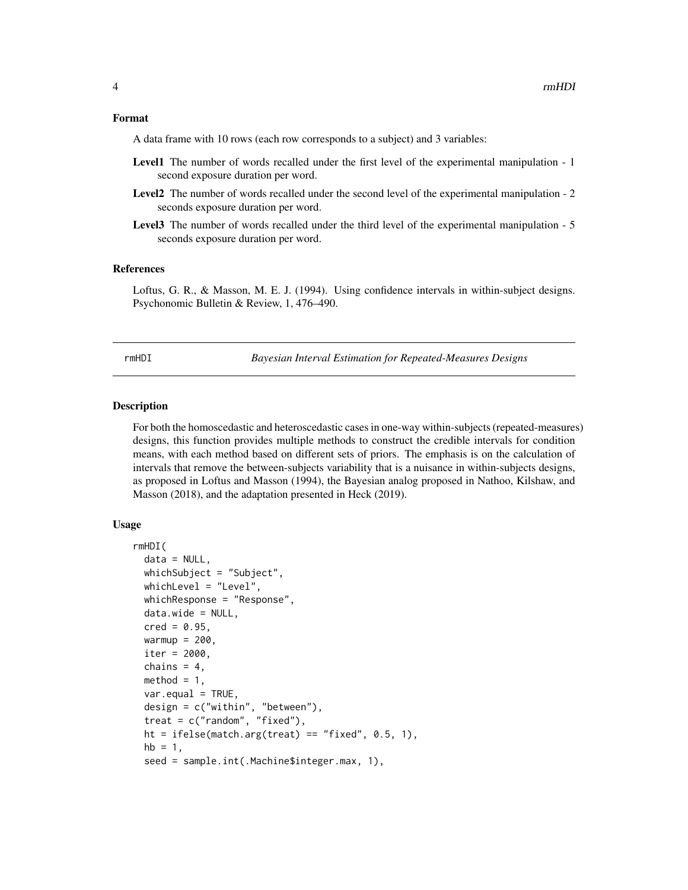### Format

A data frame with 10 rows (each row corresponds to a subject) and 3 variables:

**Level1** The number of words recalled under the first level of the experimental manipulation - 1 second exposure duration per word.

**Level2** The number of words recalled under the second level of the experimental manipulation - 2 seconds exposure duration per word.

**Level3** The number of words recalled under the third level of the experimental manipulation - 5 seconds exposure duration per word.

### References

Loftus, G. R., & Masson, M. E. J. (1994). Using confidence intervals in within-subject designs. Psychonomic Bulletin & Review, 1, 476–490.

---

## rmHDI — *Bayesian Interval Estimation for Repeated-Measures Designs*

---

### Description

For both the homoscedastic and heteroscedastic cases in one-way within-subjects (repeated-measures) designs, this function provides multiple methods to construct the credible intervals for condition means, with each method based on different sets of priors. The emphasis is on the calculation of intervals that remove the between-subjects variability that is a nuisance in within-subjects designs, as proposed in Loftus and Masson (1994), the Bayesian analog proposed in Nathoo, Kilshaw, and Masson (2018), and the adaptation presented in Heck (2019).

### Usage

```
rmHDI(
  data = NULL,
  whichSubject = "Subject",
  whichLevel = "Level",
  whichResponse = "Response",
  data.wide = NULL,
  cred = 0.95,
  warmup = 200,
  iter = 2000,
  chains = 4,
  method = 1,
  var.equal = TRUE,
  design = c("within", "between"),
  treat = c("random", "fixed"),
  ht = ifelse(match.arg(treat) == "fixed", 0.5, 1),
  hb = 1,
  seed = sample.int(.Machine$integer.max, 1),
```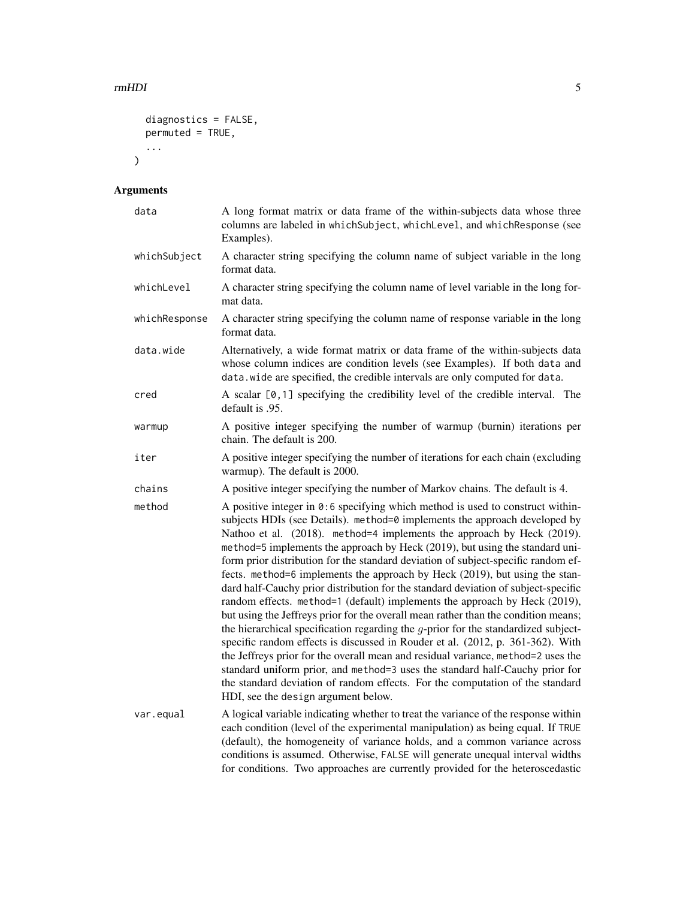```
  diagnostics = FALSE,
  permuted = TRUE,
  ...
)
```

## Arguments

| Argument | Description |
|---|---|
| data | A long format matrix or data frame of the within-subjects data whose three columns are labeled in whichSubject, whichLevel, and whichResponse (see Examples). |
| whichSubject | A character string specifying the column name of subject variable in the long format data. |
| whichLevel | A character string specifying the column name of level variable in the long format data. |
| whichResponse | A character string specifying the column name of response variable in the long format data. |
| data.wide | Alternatively, a wide format matrix or data frame of the within-subjects data whose column indices are condition levels (see Examples). If both data and data.wide are specified, the credible intervals are only computed for data. |
| cred | A scalar [0,1] specifying the credibility level of the credible interval. The default is .95. |
| warmup | A positive integer specifying the number of warmup (burnin) iterations per chain. The default is 200. |
| iter | A positive integer specifying the number of iterations for each chain (excluding warmup). The default is 2000. |
| chains | A positive integer specifying the number of Markov chains. The default is 4. |
| method | A positive integer in 0:6 specifying which method is used to construct within-subjects HDIs (see Details). method=0 implements the approach developed by Nathoo et al. (2018). method=4 implements the approach by Heck (2019). method=5 implements the approach by Heck (2019), but using the standard uniform prior distribution for the standard deviation of subject-specific random effects. method=6 implements the approach by Heck (2019), but using the standard half-Cauchy prior distribution for the standard deviation of subject-specific random effects. method=1 (default) implements the approach by Heck (2019), but using the Jeffreys prior for the overall mean rather than the condition means; the hierarchical specification regarding the $g$-prior for the standardized subject-specific random effects is discussed in Rouder et al. (2012, p. 361-362). With the Jeffreys prior for the overall mean and residual variance, method=2 uses the standard uniform prior, and method=3 uses the standard half-Cauchy prior for the standard deviation of random effects. For the computation of the standard HDI, see the design argument below. |
| var.equal | A logical variable indicating whether to treat the variance of the response within each condition (level of the experimental manipulation) as being equal. If TRUE (default), the homogeneity of variance holds, and a common variance across conditions is assumed. Otherwise, FALSE will generate unequal interval widths for conditions. Two approaches are currently provided for the heteroscedastic |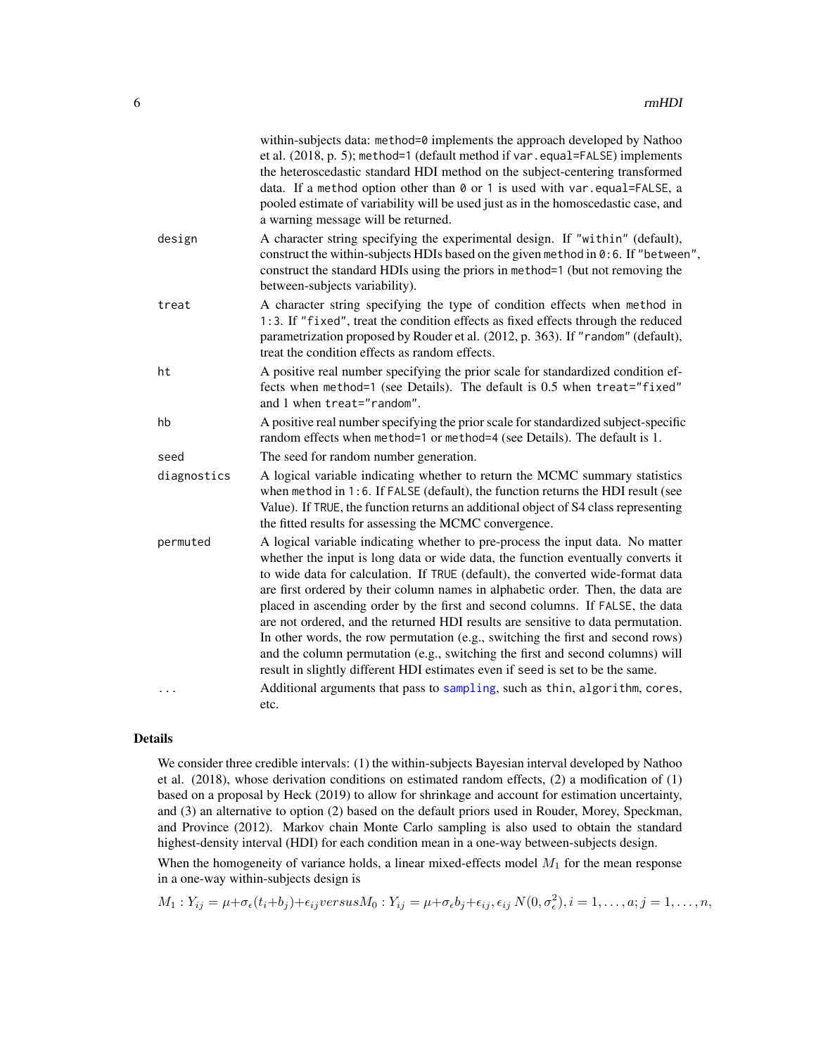within-subjects data: `method=0` implements the approach developed by Nathoo et al. (2018, p. 5); `method=1` (default method if `var.equal=FALSE`) implements the heteroscedastic standard HDI method on the subject-centering transformed data. If a `method` option other than `0` or `1` is used with `var.equal=FALSE`, a pooled estimate of variability will be used just as in the homoscedastic case, and a warning message will be returned.

`design` — A character string specifying the experimental design. If `"within"` (default), construct the within-subjects HDIs based on the given `method` in `0:6`. If `"between"`, construct the standard HDIs using the priors in `method=1` (but not removing the between-subjects variability).

`treat` — A character string specifying the type of condition effects when `method` in `1:3`. If `"fixed"`, treat the condition effects as fixed effects through the reduced parametrization proposed by Rouder et al. (2012, p. 363). If `"random"` (default), treat the condition effects as random effects.

`ht` — A positive real number specifying the prior scale for standardized condition effects when `method=1` (see Details). The default is 0.5 when `treat="fixed"` and 1 when `treat="random"`.

`hb` — A positive real number specifying the prior scale for standardized subject-specific random effects when `method=1` or `method=4` (see Details). The default is 1.

`seed` — The seed for random number generation.

`diagnostics` — A logical variable indicating whether to return the MCMC summary statistics when `method` in `1:6`. If `FALSE` (default), the function returns the HDI result (see Value). If `TRUE`, the function returns an additional object of S4 class representing the fitted results for assessing the MCMC convergence.

`permuted` — A logical variable indicating whether to pre-process the input data. No matter whether the input is long data or wide data, the function eventually converts it to wide data for calculation. If `TRUE` (default), the converted wide-format data are first ordered by their column names in alphabetic order. Then, the data are placed in ascending order by the first and second columns. If `FALSE`, the data are not ordered, and the returned HDI results are sensitive to data permutation. In other words, the row permutation (e.g., switching the first and second rows) and the column permutation (e.g., switching the first and second columns) will result in slightly different HDI estimates even if `seed` is set to be the same.

`...` — Additional arguments that pass to `sampling`, such as `thin`, `algorithm`, `cores`, etc.

## Details

We consider three credible intervals: (1) the within-subjects Bayesian interval developed by Nathoo et al. (2018), whose derivation conditions on estimated random effects, (2) a modification of (1) based on a proposal by Heck (2019) to allow for shrinkage and account for estimation uncertainty, and (3) an alternative to option (2) based on the default priors used in Rouder, Morey, Speckman, and Province (2012). Markov chain Monte Carlo sampling is also used to obtain the standard highest-density interval (HDI) for each condition mean in a one-way between-subjects design.

When the homogeneity of variance holds, a linear mixed-effects model $M_1$ for the mean response in a one-way within-subjects design is

$$M_1 : Y_{ij} = \mu + \sigma_\epsilon (t_i + b_j) + \epsilon_{ij} versus M_0 : Y_{ij} = \mu + \sigma_\epsilon b_j + \epsilon_{ij}, \epsilon_{ij}\ N(0, \sigma_\epsilon^2), i = 1, \ldots, a; j = 1, \ldots, n,$$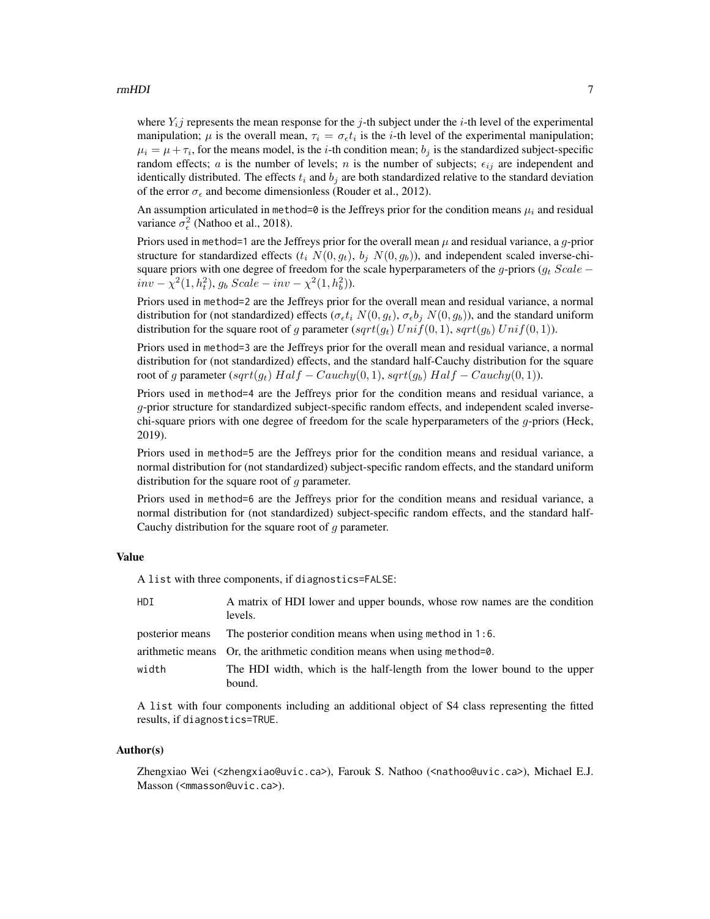where $Y_ij$ represents the mean response for the $j$-th subject under the $i$-th level of the experimental manipulation; $\mu$ is the overall mean, $\tau_i = \sigma_\epsilon t_i$ is the $i$-th level of the experimental manipulation; $\mu_i = \mu + \tau_i$, for the means model, is the $i$-th condition mean; $b_j$ is the standardized subject-specific random effects; $a$ is the number of levels; $n$ is the number of subjects; $\epsilon_{ij}$ are independent and identically distributed. The effects $t_i$ and $b_j$ are both standardized relative to the standard deviation of the error $\sigma_\epsilon$ and become dimensionless (Rouder et al., 2012).

An assumption articulated in `method=0` is the Jeffreys prior for the condition means $\mu_i$ and residual variance $\sigma_\epsilon^2$ (Nathoo et al., 2018).

Priors used in `method=1` are the Jeffreys prior for the overall mean $\mu$ and residual variance, a $g$-prior structure for standardized effects ($t_i\ N(0, g_t)$, $b_j\ N(0, g_b)$), and independent scaled inverse-chi-square priors with one degree of freedom for the scale hyperparameters of the $g$-priors ($g_t\ Scale-inv-\chi^2(1, h_t^2)$, $g_b\ Scale-inv-\chi^2(1, h_b^2)$).

Priors used in `method=2` are the Jeffreys prior for the overall mean and residual variance, a normal distribution for (not standardized) effects ($\sigma_\epsilon t_i\ N(0, g_t)$, $\sigma_\epsilon b_j\ N(0, g_b)$), and the standard uniform distribution for the square root of $g$ parameter ($sqrt(g_t)\ Unif(0, 1)$, $sqrt(g_b)\ Unif(0, 1)$).

Priors used in `method=3` are the Jeffreys prior for the overall mean and residual variance, a normal distribution for (not standardized) effects, and the standard half-Cauchy distribution for the square root of $g$ parameter ($sqrt(g_t)\ Half-Cauchy(0, 1)$, $sqrt(g_b)\ Half-Cauchy(0, 1)$).

Priors used in `method=4` are the Jeffreys prior for the condition means and residual variance, a $g$-prior structure for standardized subject-specific random effects, and independent scaled inverse-chi-square priors with one degree of freedom for the scale hyperparameters of the $g$-priors (Heck, 2019).

Priors used in `method=5` are the Jeffreys prior for the condition means and residual variance, a normal distribution for (not standardized) subject-specific random effects, and the standard uniform distribution for the square root of $g$ parameter.

Priors used in `method=6` are the Jeffreys prior for the condition means and residual variance, a normal distribution for (not standardized) subject-specific random effects, and the standard half-Cauchy distribution for the square root of $g$ parameter.

## Value

A `list` with three components, if `diagnostics=FALSE`:

| | |
|---|---|
| `HDI` | A matrix of HDI lower and upper bounds, whose row names are the condition levels. |
| posterior means | The posterior condition means when using `method` in `1:6`. |
| arithmetic means | Or, the arithmetic condition means when using `method=0`. |
| `width` | The HDI width, which is the half-length from the lower bound to the upper bound. |

A `list` with four components including an additional object of S4 class representing the fitted results, if `diagnostics=TRUE`.

## Author(s)

Zhengxiao Wei (<zhengxiao@uvic.ca>), Farouk S. Nathoo (<nathoo@uvic.ca>), Michael E.J. Masson (<mmasson@uvic.ca>).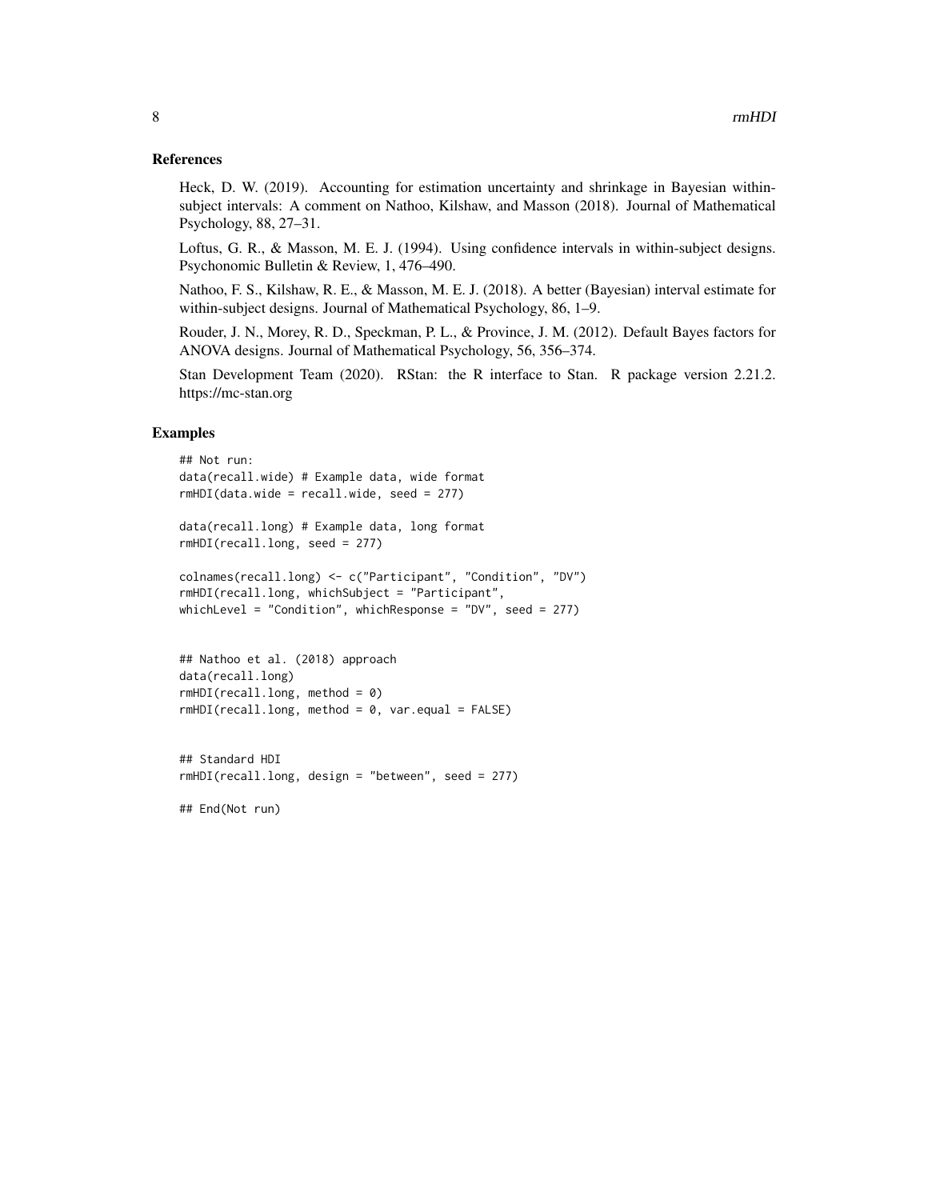## References

Heck, D. W. (2019). Accounting for estimation uncertainty and shrinkage in Bayesian within-subject intervals: A comment on Nathoo, Kilshaw, and Masson (2018). Journal of Mathematical Psychology, 88, 27–31.

Loftus, G. R., & Masson, M. E. J. (1994). Using confidence intervals in within-subject designs. Psychonomic Bulletin & Review, 1, 476–490.

Nathoo, F. S., Kilshaw, R. E., & Masson, M. E. J. (2018). A better (Bayesian) interval estimate for within-subject designs. Journal of Mathematical Psychology, 86, 1–9.

Rouder, J. N., Morey, R. D., Speckman, P. L., & Province, J. M. (2012). Default Bayes factors for ANOVA designs. Journal of Mathematical Psychology, 56, 356–374.

Stan Development Team (2020). RStan: the R interface to Stan. R package version 2.21.2. https://mc-stan.org

## Examples

```
## Not run:
data(recall.wide) # Example data, wide format
rmHDI(data.wide = recall.wide, seed = 277)

data(recall.long) # Example data, long format
rmHDI(recall.long, seed = 277)

colnames(recall.long) <- c("Participant", "Condition", "DV")
rmHDI(recall.long, whichSubject = "Participant",
whichLevel = "Condition", whichResponse = "DV", seed = 277)


## Nathoo et al. (2018) approach
data(recall.long)
rmHDI(recall.long, method = 0)
rmHDI(recall.long, method = 0, var.equal = FALSE)


## Standard HDI
rmHDI(recall.long, design = "between", seed = 277)

## End(Not run)
```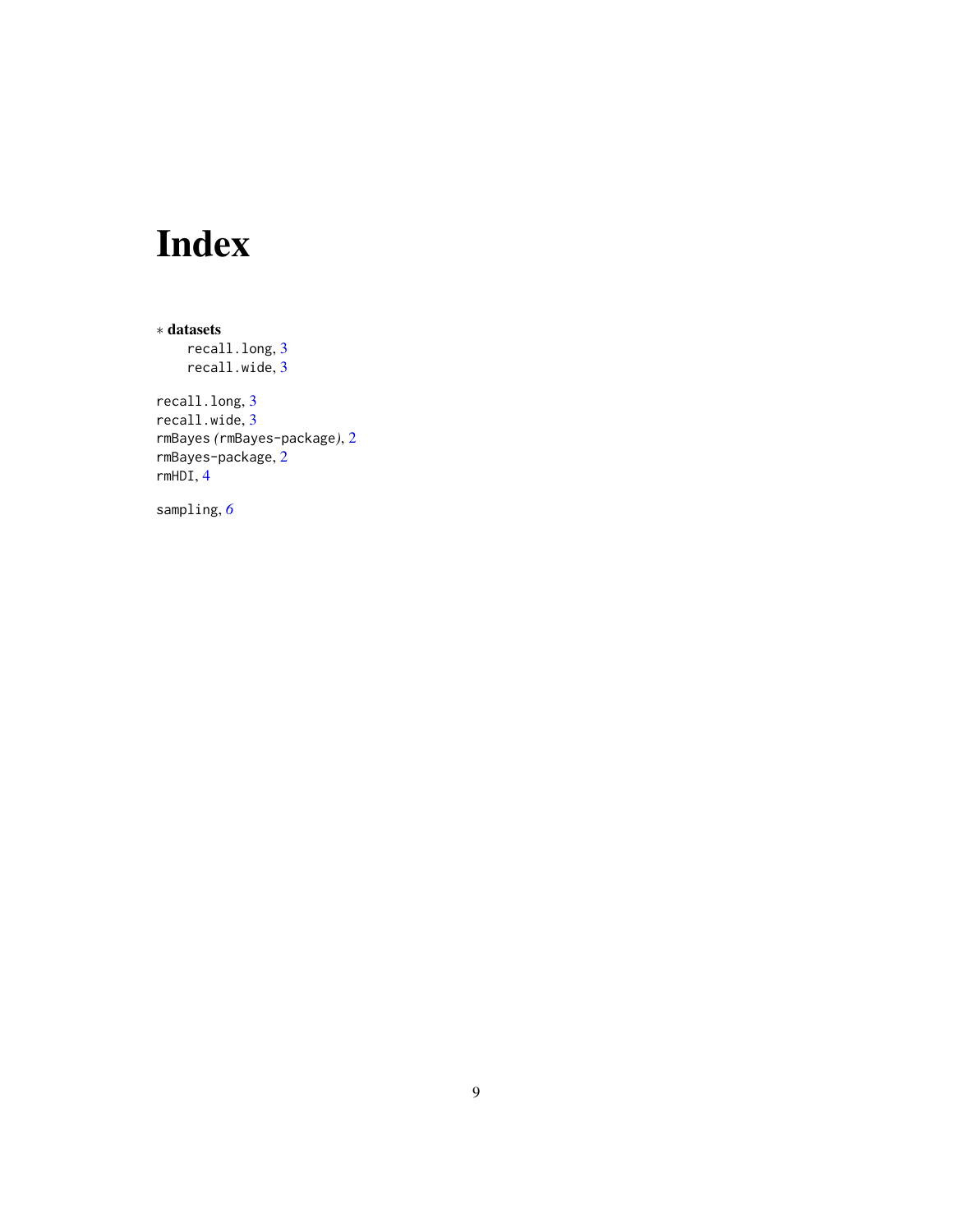# Index

∗ **datasets**
    recall.long, 3
    recall.wide, 3

recall.long, 3
recall.wide, 3
rmBayes (rmBayes-package), 2
rmBayes-package, 2
rmHDI, 4

sampling, *6*